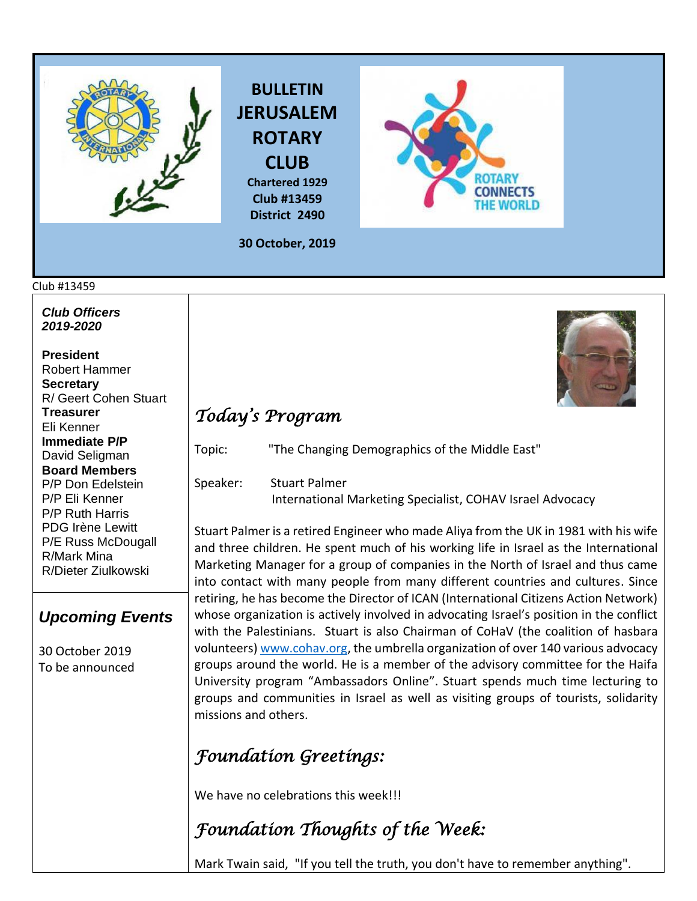# BULLETIN JERUSALEM ROTARY CLUB

**Chartered 1929**
**Club #13459**
**District 2490**

**30 October, 2019**

Club #13459

***Club Officers 2019-2020***

**President**
Robert Hammer
**Secretary**
R/ Geert Cohen Stuart
**Treasurer**
Eli Kenner
**Immediate P/P**
David Seligman
**Board Members**
P/P Don Edelstein
P/P Eli Kenner
P/P Ruth Harris
PDG Irène Lewitt
P/E Russ McDougall
R/Mark Mina
R/Dieter Ziulkowski

## *Upcoming Events*

30 October 2019
To be announced

## *Today's Program*

Topic: "The Changing Demographics of the Middle East"

Speaker: Stuart Palmer
International Marketing Specialist, COHAV Israel Advocacy

Stuart Palmer is a retired Engineer who made Aliya from the UK in 1981 with his wife and three children. He spent much of his working life in Israel as the International Marketing Manager for a group of companies in the North of Israel and thus came into contact with many people from many different countries and cultures. Since retiring, he has become the Director of ICAN (International Citizens Action Network) whose organization is actively involved in advocating Israel's position in the conflict with the Palestinians. Stuart is also Chairman of CoHaV (the coalition of hasbara volunteers) www.cohav.org, the umbrella organization of over 140 various advocacy groups around the world. He is a member of the advisory committee for the Haifa University program "Ambassadors Online". Stuart spends much time lecturing to groups and communities in Israel as well as visiting groups of tourists, solidarity missions and others.

## *Foundation Greetings:*

We have no celebrations this week!!!

## *Foundation Thoughts of the Week:*

Mark Twain said, "If you tell the truth, you don't have to remember anything".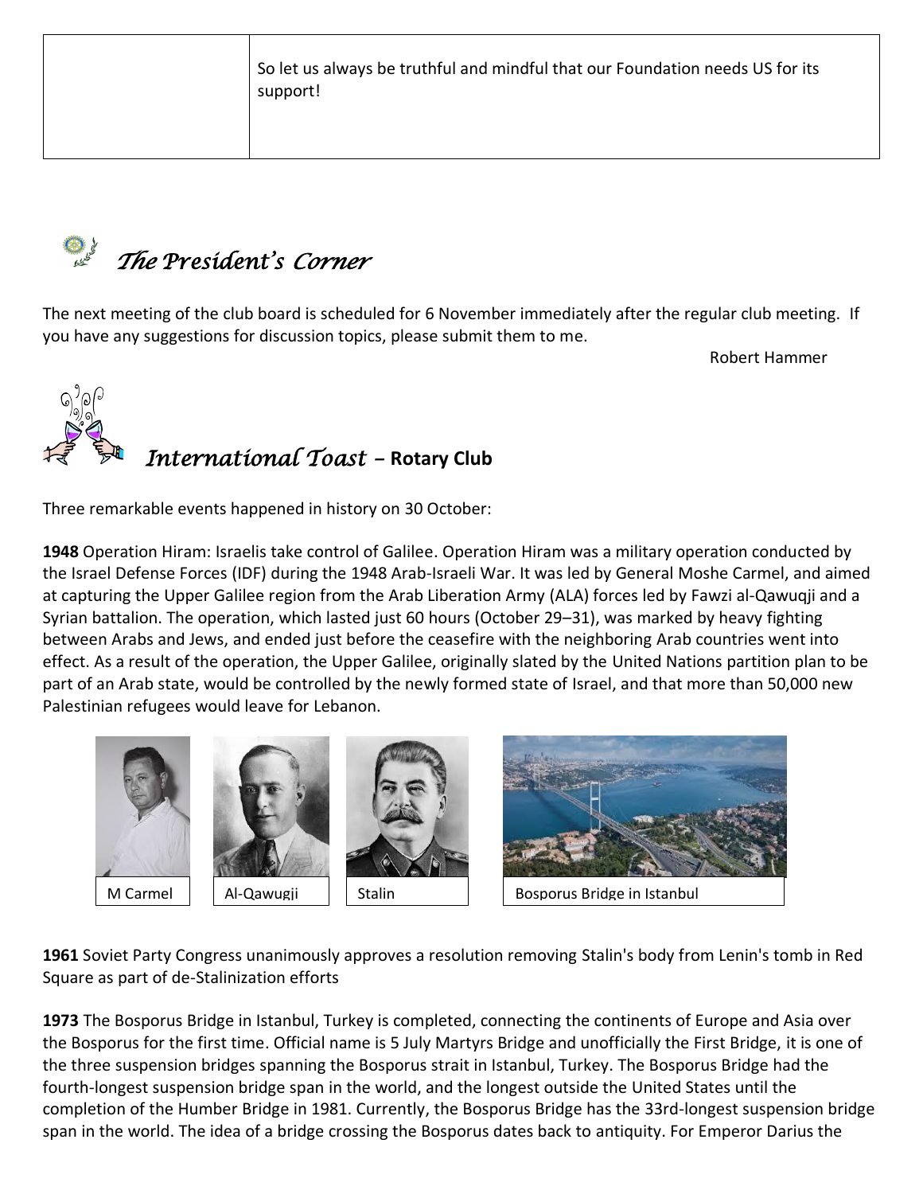| | So let us always be truthful and mindful that our Foundation needs US for its support! |
|---|---|

## *The President's Corner*

The next meeting of the club board is scheduled for 6 November immediately after the regular club meeting. If you have any suggestions for discussion topics, please submit them to me.

Robert Hammer

## *International Toast* – **Rotary Club**

Three remarkable events happened in history on 30 October:

**1948** Operation Hiram: Israelis take control of Galilee. Operation Hiram was a military operation conducted by the Israel Defense Forces (IDF) during the 1948 Arab-Israeli War. It was led by General Moshe Carmel, and aimed at capturing the Upper Galilee region from the Arab Liberation Army (ALA) forces led by Fawzi al-Qawuqji and a Syrian battalion. The operation, which lasted just 60 hours (October 29–31), was marked by heavy fighting between Arabs and Jews, and ended just before the ceasefire with the neighboring Arab countries went into effect. As a result of the operation, the Upper Galilee, originally slated by the United Nations partition plan to be part of an Arab state, would be controlled by the newly formed state of Israel, and that more than 50,000 new Palestinian refugees would leave for Lebanon.

M Carmel

Al-Qawuqji

Stalin

Bosporus Bridge in Istanbul

**1961** Soviet Party Congress unanimously approves a resolution removing Stalin's body from Lenin's tomb in Red Square as part of de-Stalinization efforts

**1973** The Bosporus Bridge in Istanbul, Turkey is completed, connecting the continents of Europe and Asia over the Bosporus for the first time. Official name is 5 July Martyrs Bridge and unofficially the First Bridge, it is one of the three suspension bridges spanning the Bosporus strait in Istanbul, Turkey. The Bosporus Bridge had the fourth-longest suspension bridge span in the world, and the longest outside the United States until the completion of the Humber Bridge in 1981. Currently, the Bosporus Bridge has the 33rd-longest suspension bridge span in the world. The idea of a bridge crossing the Bosporus dates back to antiquity. For Emperor Darius the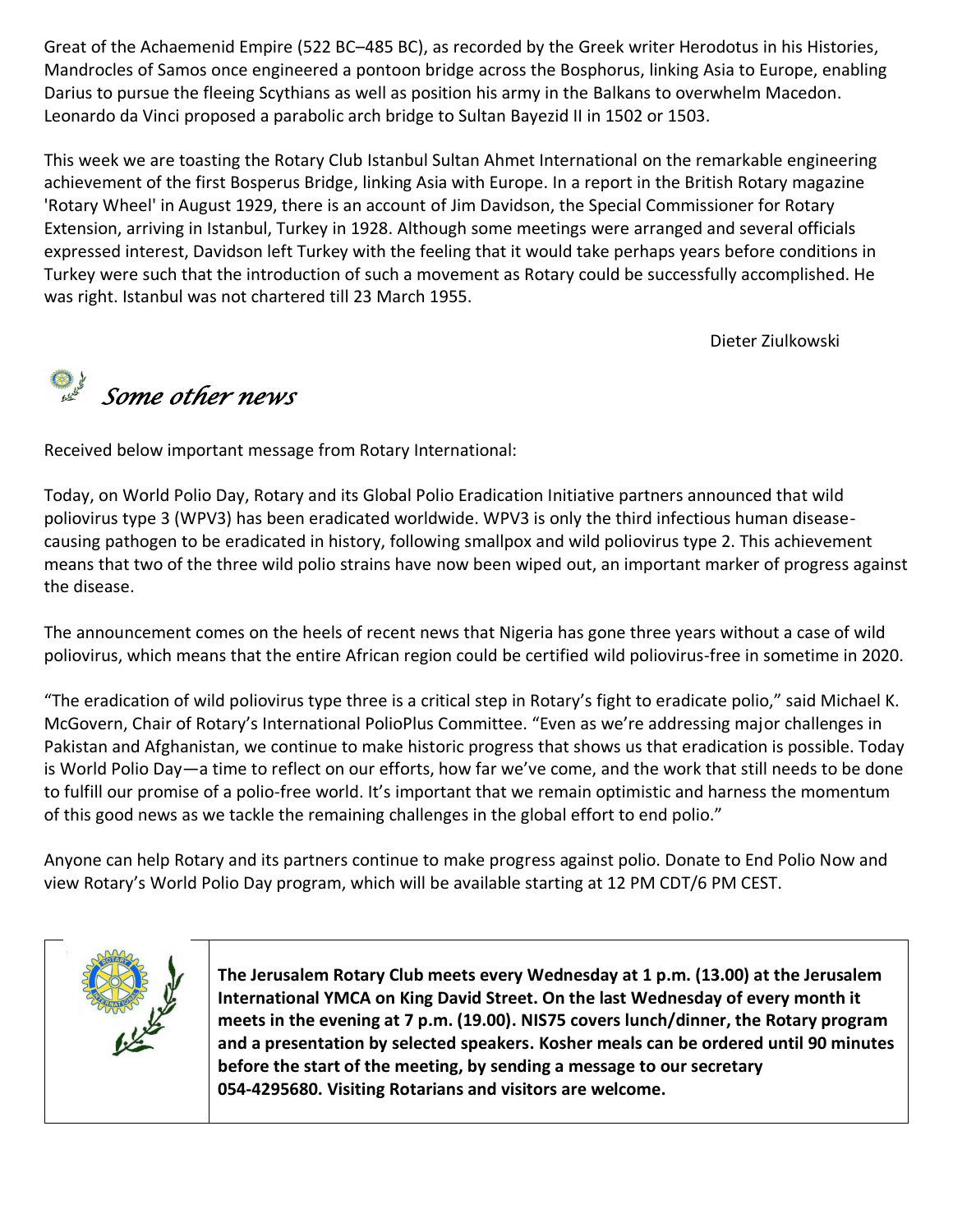Great of the Achaemenid Empire (522 BC–485 BC), as recorded by the Greek writer Herodotus in his Histories, Mandrocles of Samos once engineered a pontoon bridge across the Bosphorus, linking Asia to Europe, enabling Darius to pursue the fleeing Scythians as well as position his army in the Balkans to overwhelm Macedon. Leonardo da Vinci proposed a parabolic arch bridge to Sultan Bayezid II in 1502 or 1503.

This week we are toasting the Rotary Club Istanbul Sultan Ahmet International on the remarkable engineering achievement of the first Bosperus Bridge, linking Asia with Europe. In a report in the British Rotary magazine 'Rotary Wheel' in August 1929, there is an account of Jim Davidson, the Special Commissioner for Rotary Extension, arriving in Istanbul, Turkey in 1928. Although some meetings were arranged and several officials expressed interest, Davidson left Turkey with the feeling that it would take perhaps years before conditions in Turkey were such that the introduction of such a movement as Rotary could be successfully accomplished. He was right. Istanbul was not chartered till 23 March 1955.

Dieter Ziulkowski

## *Some other news*

Received below important message from Rotary International:

Today, on World Polio Day, Rotary and its Global Polio Eradication Initiative partners announced that wild poliovirus type 3 (WPV3) has been eradicated worldwide. WPV3 is only the third infectious human disease-causing pathogen to be eradicated in history, following smallpox and wild poliovirus type 2. This achievement means that two of the three wild polio strains have now been wiped out, an important marker of progress against the disease.

The announcement comes on the heels of recent news that Nigeria has gone three years without a case of wild poliovirus, which means that the entire African region could be certified wild poliovirus-free in sometime in 2020.

"The eradication of wild poliovirus type three is a critical step in Rotary's fight to eradicate polio," said Michael K. McGovern, Chair of Rotary's International PolioPlus Committee. "Even as we're addressing major challenges in Pakistan and Afghanistan, we continue to make historic progress that shows us that eradication is possible. Today is World Polio Day—a time to reflect on our efforts, how far we've come, and the work that still needs to be done to fulfill our promise of a polio-free world. It's important that we remain optimistic and harness the momentum of this good news as we tackle the remaining challenges in the global effort to end polio."

Anyone can help Rotary and its partners continue to make progress against polio. Donate to End Polio Now and view Rotary's World Polio Day program, which will be available starting at 12 PM CDT/6 PM CEST.

**The Jerusalem Rotary Club meets every Wednesday at 1 p.m. (13.00) at the Jerusalem International YMCA on King David Street. On the last Wednesday of every month it meets in the evening at 7 p.m. (19.00). NIS75 covers lunch/dinner, the Rotary program and a presentation by selected speakers. Kosher meals can be ordered until 90 minutes before the start of the meeting, by sending a message to our secretary 054-4295680. Visiting Rotarians and visitors are welcome.**